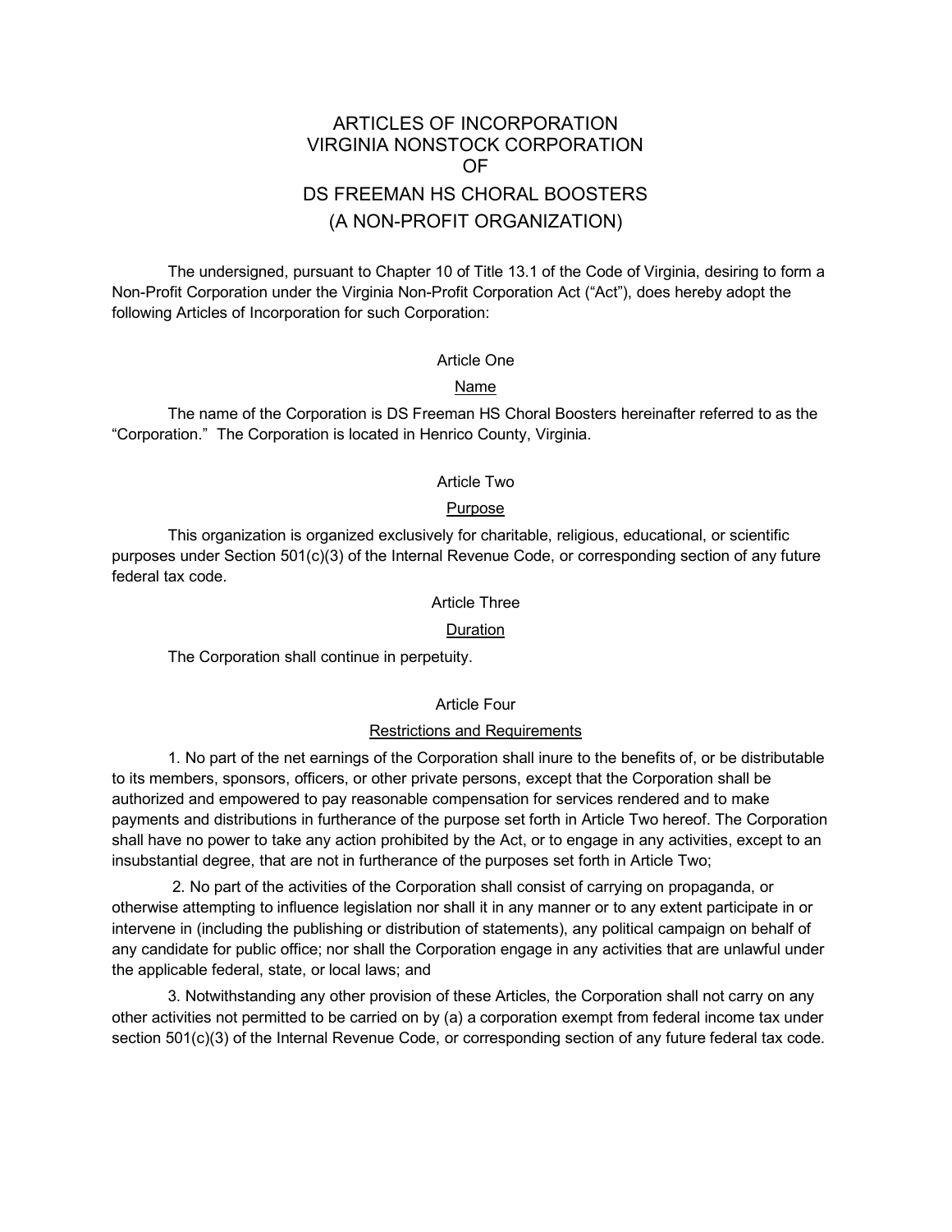# ARTICLES OF INCORPORATION
# VIRGINIA NONSTOCK CORPORATION
# OF
# DS FREEMAN HS CHORAL BOOSTERS
# (A NON-PROFIT ORGANIZATION)

The undersigned, pursuant to Chapter 10 of Title 13.1 of the Code of Virginia, desiring to form a Non-Profit Corporation under the Virginia Non-Profit Corporation Act ("Act"), does hereby adopt the following Articles of Incorporation for such Corporation:

## Article One

### Name

The name of the Corporation is DS Freeman HS Choral Boosters hereinafter referred to as the "Corporation." The Corporation is located in Henrico County, Virginia.

## Article Two

### Purpose

This organization is organized exclusively for charitable, religious, educational, or scientific purposes under Section 501(c)(3) of the Internal Revenue Code, or corresponding section of any future federal tax code.

## Article Three

### Duration

The Corporation shall continue in perpetuity.

## Article Four

### Restrictions and Requirements

1. No part of the net earnings of the Corporation shall inure to the benefits of, or be distributable to its members, sponsors, officers, or other private persons, except that the Corporation shall be authorized and empowered to pay reasonable compensation for services rendered and to make payments and distributions in furtherance of the purpose set forth in Article Two hereof. The Corporation shall have no power to take any action prohibited by the Act, or to engage in any activities, except to an insubstantial degree, that are not in furtherance of the purposes set forth in Article Two;

2. No part of the activities of the Corporation shall consist of carrying on propaganda, or otherwise attempting to influence legislation nor shall it in any manner or to any extent participate in or intervene in (including the publishing or distribution of statements), any political campaign on behalf of any candidate for public office; nor shall the Corporation engage in any activities that are unlawful under the applicable federal, state, or local laws; and

3. Notwithstanding any other provision of these Articles, the Corporation shall not carry on any other activities not permitted to be carried on by (a) a corporation exempt from federal income tax under section 501(c)(3) of the Internal Revenue Code, or corresponding section of any future federal tax code.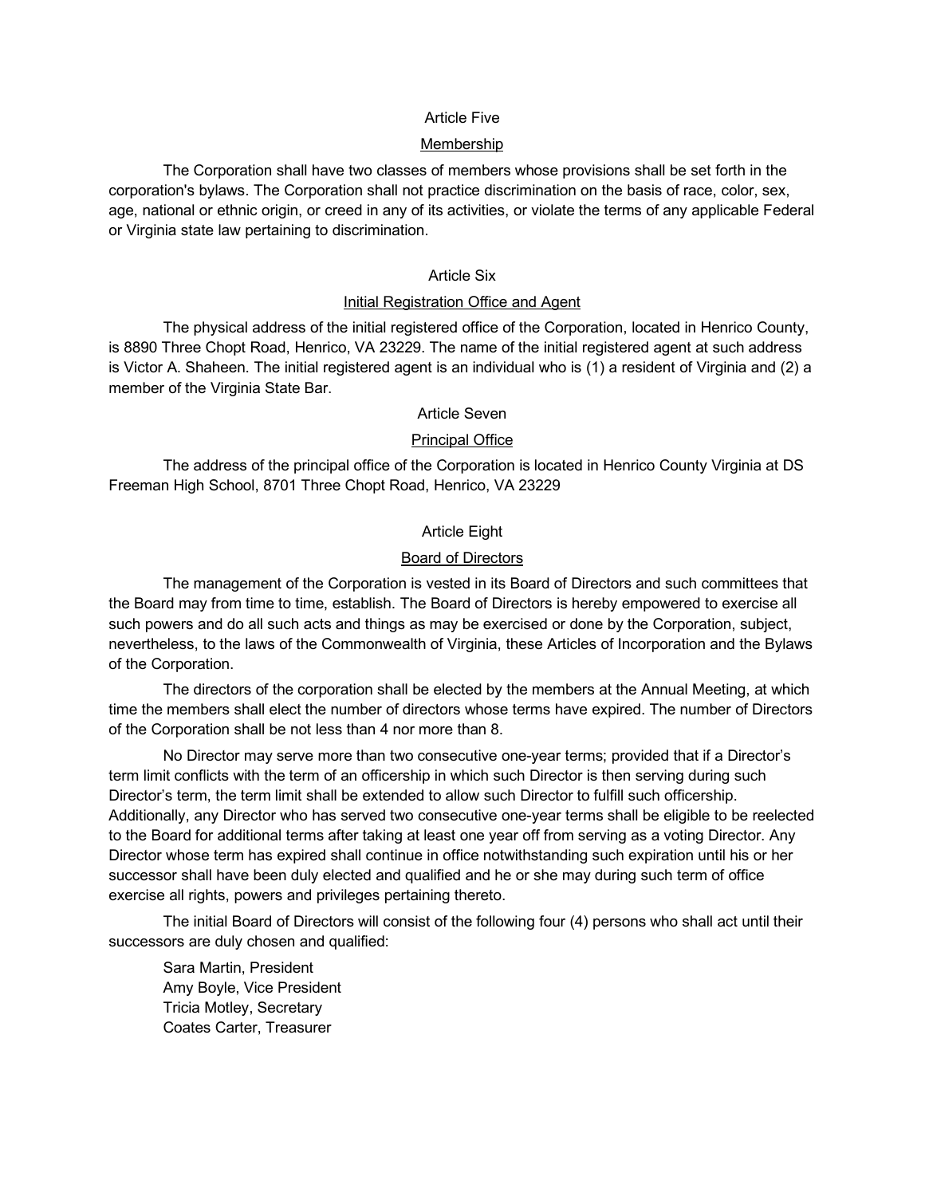## Article Five

### Membership

The Corporation shall have two classes of members whose provisions shall be set forth in the corporation's bylaws. The Corporation shall not practice discrimination on the basis of race, color, sex, age, national or ethnic origin, or creed in any of its activities, or violate the terms of any applicable Federal or Virginia state law pertaining to discrimination.

## Article Six

### Initial Registration Office and Agent

The physical address of the initial registered office of the Corporation, located in Henrico County, is 8890 Three Chopt Road, Henrico, VA 23229. The name of the initial registered agent at such address is Victor A. Shaheen. The initial registered agent is an individual who is (1) a resident of Virginia and (2) a member of the Virginia State Bar.

## Article Seven

### Principal Office

The address of the principal office of the Corporation is located in Henrico County Virginia at DS Freeman High School, 8701 Three Chopt Road, Henrico, VA 23229

## Article Eight

### Board of Directors

The management of the Corporation is vested in its Board of Directors and such committees that the Board may from time to time, establish. The Board of Directors is hereby empowered to exercise all such powers and do all such acts and things as may be exercised or done by the Corporation, subject, nevertheless, to the laws of the Commonwealth of Virginia, these Articles of Incorporation and the Bylaws of the Corporation.

The directors of the corporation shall be elected by the members at the Annual Meeting, at which time the members shall elect the number of directors whose terms have expired. The number of Directors of the Corporation shall be not less than 4 nor more than 8.

No Director may serve more than two consecutive one-year terms; provided that if a Director's term limit conflicts with the term of an officership in which such Director is then serving during such Director's term, the term limit shall be extended to allow such Director to fulfill such officership. Additionally, any Director who has served two consecutive one-year terms shall be eligible to be reelected to the Board for additional terms after taking at least one year off from serving as a voting Director. Any Director whose term has expired shall continue in office notwithstanding such expiration until his or her successor shall have been duly elected and qualified and he or she may during such term of office exercise all rights, powers and privileges pertaining thereto.

The initial Board of Directors will consist of the following four (4) persons who shall act until their successors are duly chosen and qualified:

Sara Martin, President
Amy Boyle, Vice President
Tricia Motley, Secretary
Coates Carter, Treasurer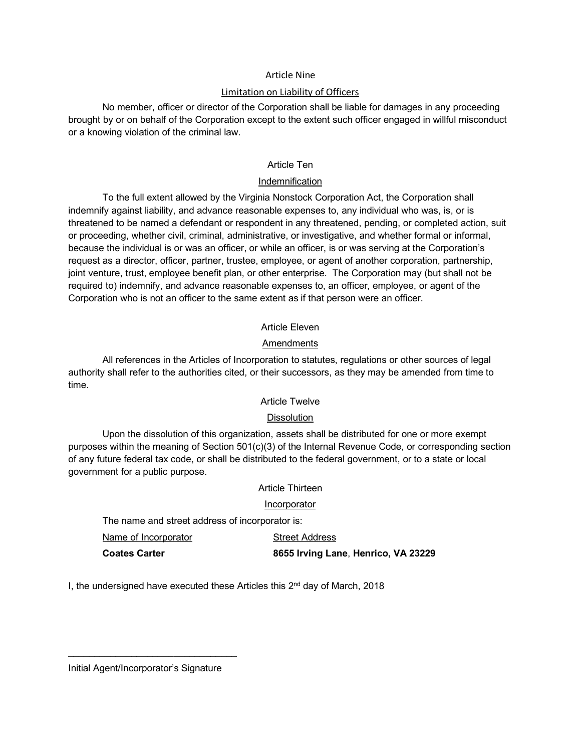## Article Nine

### Limitation on Liability of Officers

No member, officer or director of the Corporation shall be liable for damages in any proceeding brought by or on behalf of the Corporation except to the extent such officer engaged in willful misconduct or a knowing violation of the criminal law.

## Article Ten

### Indemnification

To the full extent allowed by the Virginia Nonstock Corporation Act, the Corporation shall indemnify against liability, and advance reasonable expenses to, any individual who was, is, or is threatened to be named a defendant or respondent in any threatened, pending, or completed action, suit or proceeding, whether civil, criminal, administrative, or investigative, and whether formal or informal, because the individual is or was an officer, or while an officer, is or was serving at the Corporation's request as a director, officer, partner, trustee, employee, or agent of another corporation, partnership, joint venture, trust, employee benefit plan, or other enterprise. The Corporation may (but shall not be required to) indemnify, and advance reasonable expenses to, an officer, employee, or agent of the Corporation who is not an officer to the same extent as if that person were an officer.

## Article Eleven

### Amendments

All references in the Articles of Incorporation to statutes, regulations or other sources of legal authority shall refer to the authorities cited, or their successors, as they may be amended from time to time.

## Article Twelve

### Dissolution

Upon the dissolution of this organization, assets shall be distributed for one or more exempt purposes within the meaning of Section 501(c)(3) of the Internal Revenue Code, or corresponding section of any future federal tax code, or shall be distributed to the federal government, or to a state or local government for a public purpose.

## Article Thirteen

### Incorporator

The name and street address of incorporator is:

| Name of Incorporator | Street Address |
| --- | --- |
| **Coates Carter** | **8655 Irving Lane, Henrico, VA 23229** |

I, the undersigned have executed these Articles this 2nd day of March, 2018

\_\_\_\_\_\_\_\_\_\_\_\_\_\_\_\_\_\_\_\_\_\_\_\_\_\_\_\_\_\_\_\_

Initial Agent/Incorporator's Signature